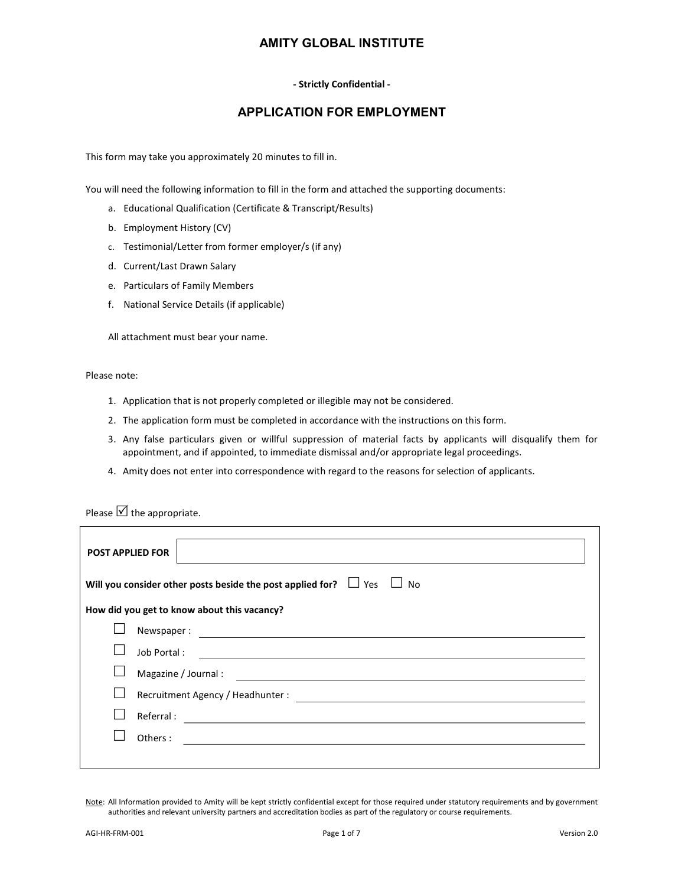# AMITY GLOBAL INSTITUTE

**- Strictly Confidential -**

## APPLICATION FOR EMPLOYMENT

This form may take you approximately 20 minutes to fill in.

You will need the following information to fill in the form and attached the supporting documents:

a. Educational Qualification (Certificate & Transcript/Results)
b. Employment History (CV)
c. Testimonial/Letter from former employer/s (if any)
d. Current/Last Drawn Salary
e. Particulars of Family Members
f. National Service Details (if applicable)

All attachment must bear your name.

Please note:

1. Application that is not properly completed or illegible may not be considered.
2. The application form must be completed in accordance with the instructions on this form.
3. Any false particulars given or willful suppression of material facts by applicants will disqualify them for appointment, and if appointed, to immediate dismissal and/or appropriate legal proceedings.
4. Amity does not enter into correspondence with regard to the reasons for selection of applicants.

Please ☑ the appropriate.

**POST APPLIED FOR** ____________________

**Will you consider other posts beside the post applied for?** ☐ Yes ☐ No

**How did you get to know about this vacancy?**

- ☐ Newspaper : ____________________
- ☐ Job Portal : ____________________
- ☐ Magazine / Journal : ____________________
- ☐ Recruitment Agency / Headhunter : ____________________
- ☐ Referral : ____________________
- ☐ Others : ____________________

Note: All Information provided to Amity will be kept strictly confidential except for those required under statutory requirements and by government authorities and relevant university partners and accreditation bodies as part of the regulatory or course requirements.

AGI-HR-FRM-001 Version 2.0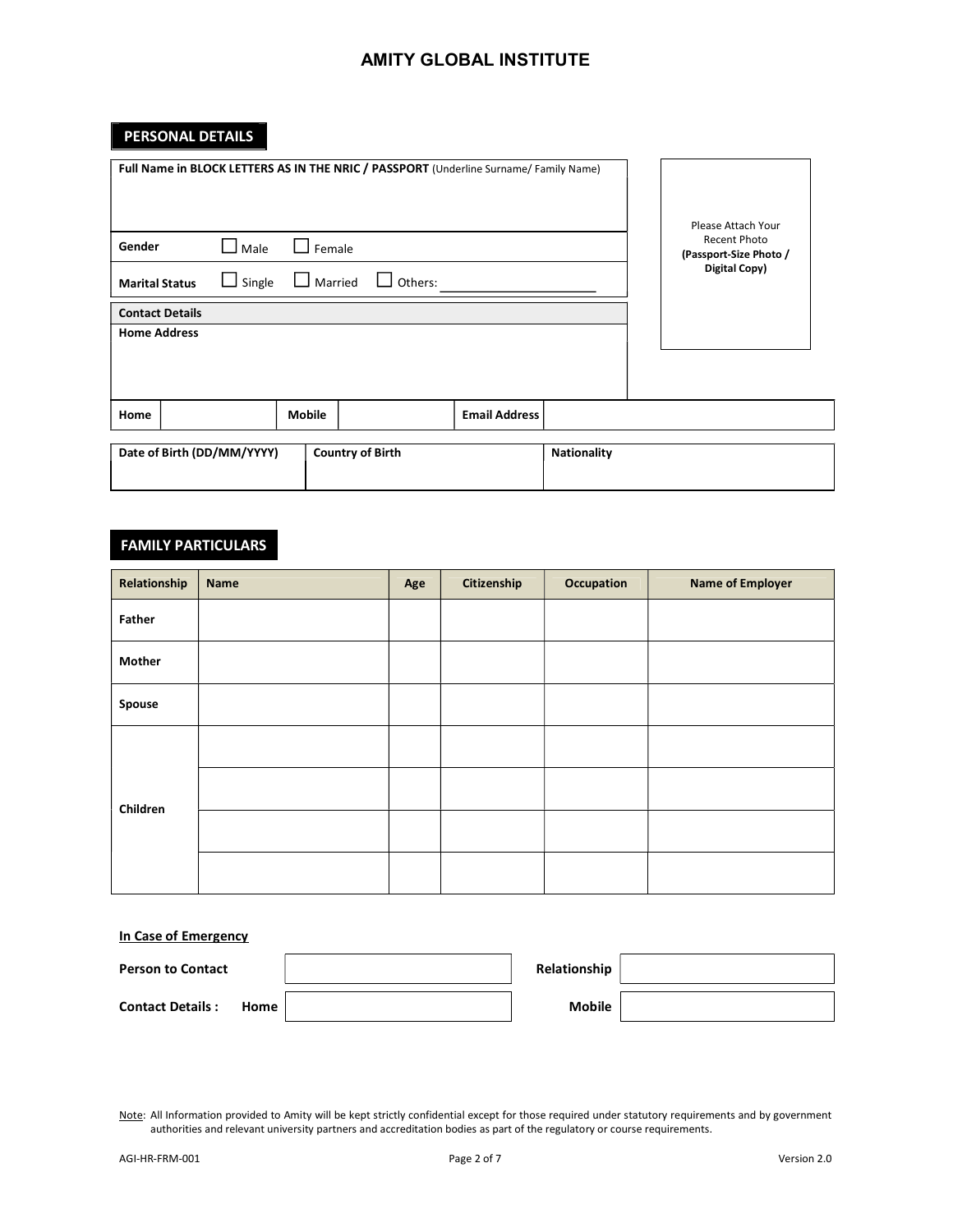# AMITY GLOBAL INSTITUTE

## PERSONAL DETAILS

**Full Name in BLOCK LETTERS AS IN THE NRIC / PASSPORT** (Underline Surname/ Family Name)

Please Attach Your Recent Photo **(Passport-Size Photo / Digital Copy)**

**Gender** ☐ Male ☐ Female

**Marital Status** ☐ Single ☐ Married ☐ Others: ____________________

**Contact Details**

**Home Address**

| Home | | Mobile | | Email Address | |
|---|---|---|---|---|---|

| Date of Birth (DD/MM/YYYY) | Country of Birth | Nationality |
|---|---|---|
| | | |

## FAMILY PARTICULARS

| Relationship | Name | Age | Citizenship | Occupation | Name of Employer |
|---|---|---|---|---|---|
| Father | | | | | |
| Mother | | | | | |
| Spouse | | | | | |
| Children | | | | | |
| | | | | | |
| | | | | | |
| | | | | | |

**In Case of Emergency**

| Person to Contact | | Relationship | |
|---|---|---|---|
| Contact Details : Home | | Mobile | |

Note: All Information provided to Amity will be kept strictly confidential except for those required under statutory requirements and by government authorities and relevant university partners and accreditation bodies as part of the regulatory or course requirements.

AGI-HR-FRM-001 Version 2.0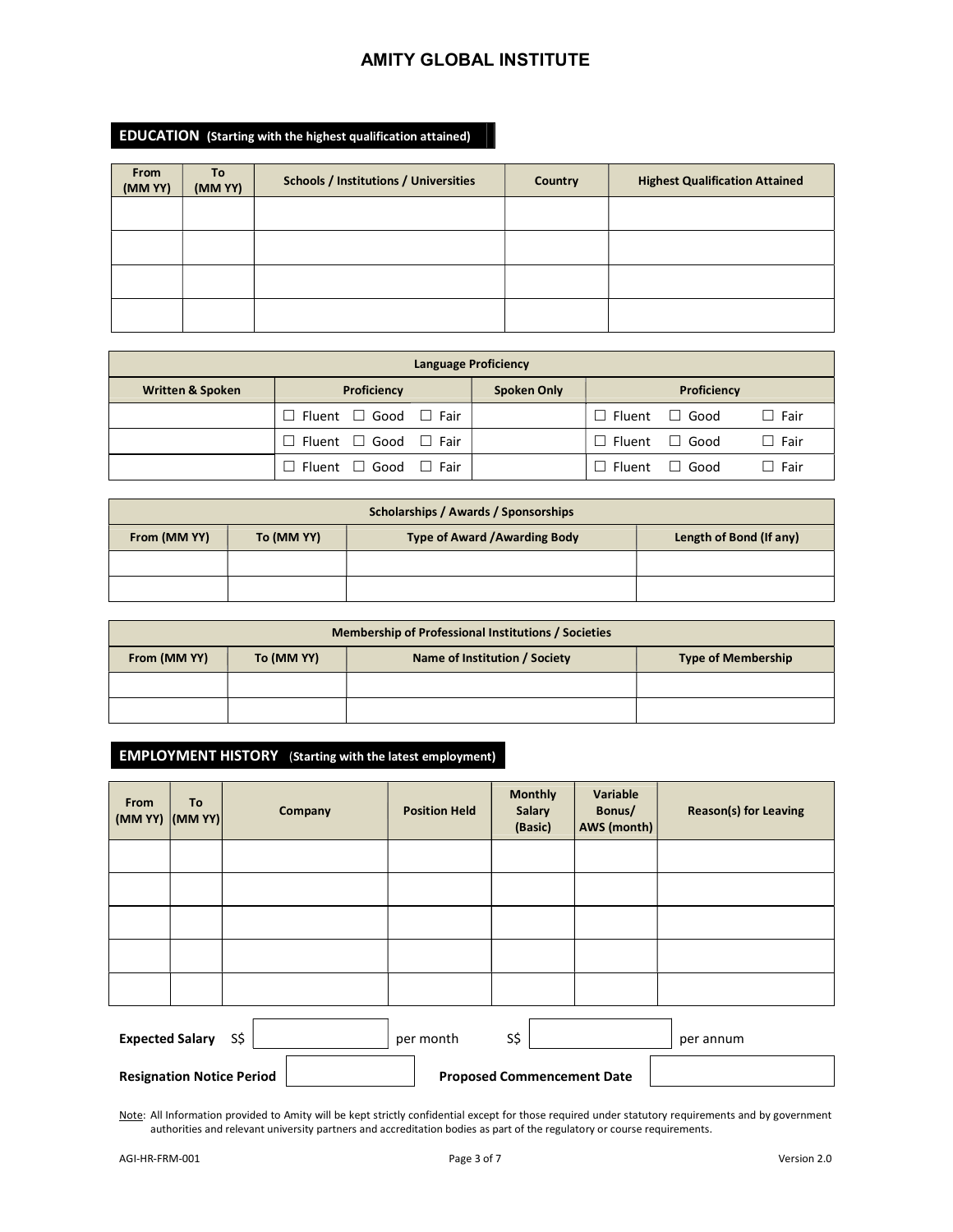# AMITY GLOBAL INSTITUTE

## EDUCATION (Starting with the highest qualification attained)

| From (MM YY) | To (MM YY) | Schools / Institutions / Universities | Country | Highest Qualification Attained |
|---|---|---|---|---|
| | | | | |
| | | | | |
| | | | | |
| | | | | |

| Language Proficiency | | | |
|---|---|---|---|
| **Written & Spoken** | **Proficiency** | **Spoken Only** | **Proficiency** |
| | ☐ Fluent ☐ Good ☐ Fair | | ☐ Fluent ☐ Good ☐ Fair |
| | ☐ Fluent ☐ Good ☐ Fair | | ☐ Fluent ☐ Good ☐ Fair |
| | ☐ Fluent ☐ Good ☐ Fair | | ☐ Fluent ☐ Good ☐ Fair |

| Scholarships / Awards / Sponsorships | | | |
|---|---|---|---|
| **From (MM YY)** | **To (MM YY)** | **Type of Award /Awarding Body** | **Length of Bond (If any)** |
| | | | |
| | | | |

| Membership of Professional Institutions / Societies | | | |
|---|---|---|---|
| **From (MM YY)** | **To (MM YY)** | **Name of Institution / Society** | **Type of Membership** |
| | | | |
| | | | |

## EMPLOYMENT HISTORY (Starting with the latest employment)

| From (MM YY) | To (MM YY) | Company | Position Held | Monthly Salary (Basic) | Variable Bonus/ AWS (month) | Reason(s) for Leaving |
|---|---|---|---|---|---|---|
| | | | | | | |
| | | | | | | |
| | | | | | | |
| | | | | | | |
| | | | | | | |

**Expected Salary** S$ ____________ per month S$ ____________ per annum

**Resignation Notice Period** ____________ **Proposed Commencement Date** ____________

Note: All Information provided to Amity will be kept strictly confidential except for those required under statutory requirements and by government authorities and relevant university partners and accreditation bodies as part of the regulatory or course requirements.

AGI-HR-FRM-001 Version 2.0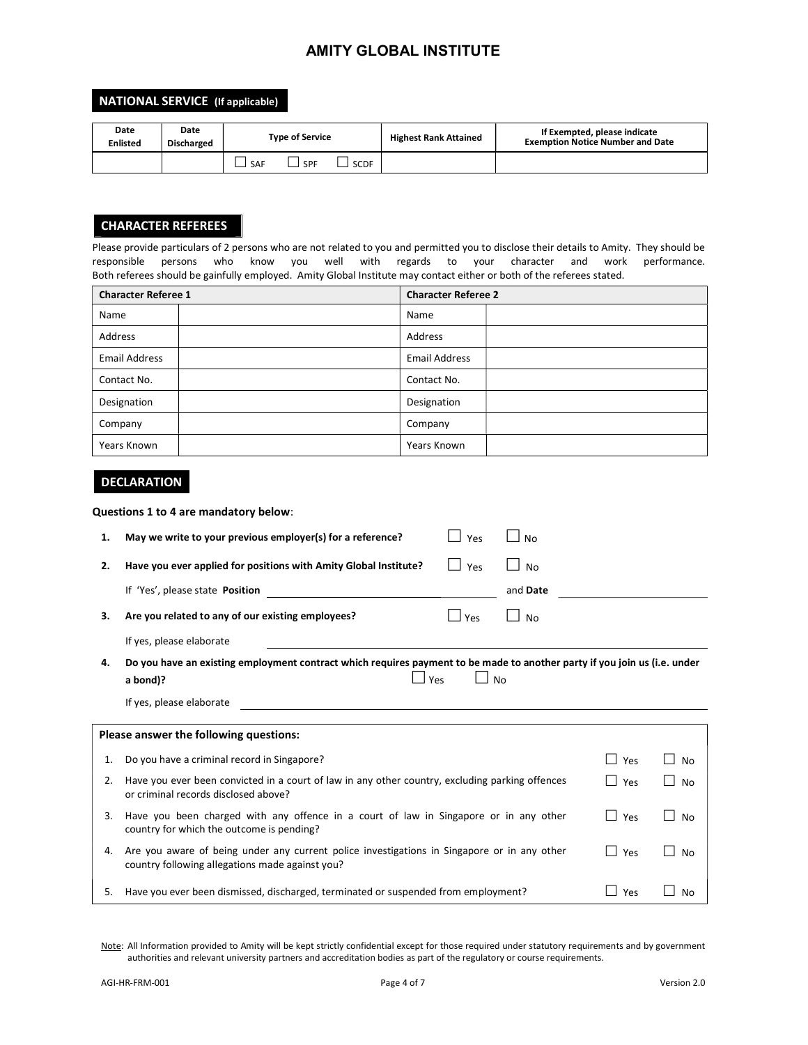# AMITY GLOBAL INSTITUTE

## NATIONAL SERVICE (If applicable)

| Date Enlisted | Date Discharged | Type of Service | Highest Rank Attained | If Exempted, please indicate Exemption Notice Number and Date |
|---|---|---|---|---|
| | | ☐ SAF ☐ SPF ☐ SCDF | | |

## CHARACTER REFEREES

Please provide particulars of 2 persons who are not related to you and permitted you to disclose their details to Amity. They should be responsible persons who know you well with regards to your character and work performance. Both referees should be gainfully employed. Amity Global Institute may contact either or both of the referees stated.

| Character Referee 1 | | Character Referee 2 | |
|---|---|---|---|
| Name | | Name | |
| Address | | Address | |
| Email Address | | Email Address | |
| Contact No. | | Contact No. | |
| Designation | | Designation | |
| Company | | Company | |
| Years Known | | Years Known | |

## DECLARATION

**Questions 1 to 4 are mandatory below**:

1. **May we write to your previous employer(s) for a reference?** ☐ Yes ☐ No
2. **Have you ever applied for positions with Amity Global Institute?** ☐ Yes ☐ No

   If 'Yes', please state **Position** ____________________ and **Date** ____________________
3. **Are you related to any of our existing employees?** ☐ Yes ☐ No

   If yes, please elaborate ____________________
4. **Do you have an existing employment contract which requires payment to be made to another party if you join us (i.e. under a bond)?** ☐ Yes ☐ No

   If yes, please elaborate ____________________

| **Please answer the following questions:** | | | |
|---|---|---|---|
| 1. | Do you have a criminal record in Singapore? | ☐ Yes | ☐ No |
| 2. | Have you ever been convicted in a court of law in any other country, excluding parking offences or criminal records disclosed above? | ☐ Yes | ☐ No |
| 3. | Have you been charged with any offence in a court of law in Singapore or in any other country for which the outcome is pending? | ☐ Yes | ☐ No |
| 4. | Are you aware of being under any current police investigations in Singapore or in any other country following allegations made against you? | ☐ Yes | ☐ No |
| 5. | Have you ever been dismissed, discharged, terminated or suspended from employment? | ☐ Yes | ☐ No |

Note: All Information provided to Amity will be kept strictly confidential except for those required under statutory requirements and by government authorities and relevant university partners and accreditation bodies as part of the regulatory or course requirements.

AGI-HR-FRM-001 Version 2.0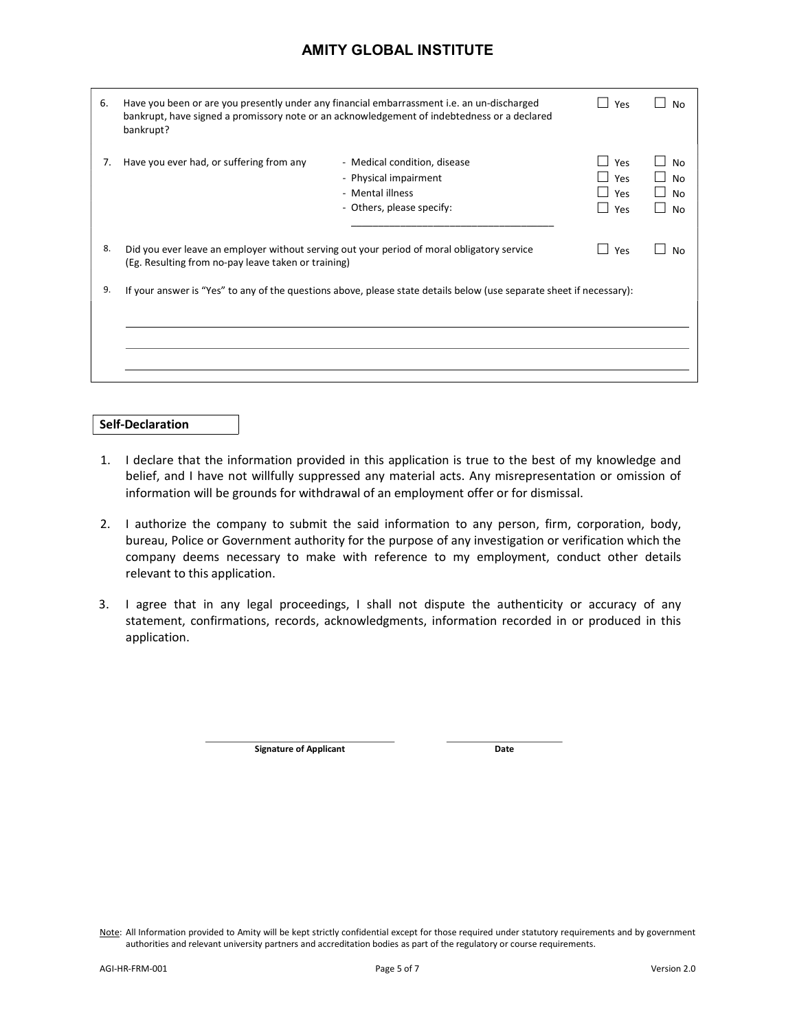| | | | | |
|---|---|---|---|---|
| 6. | Have you been or are you presently under any financial embarrassment i.e. an un-discharged bankrupt, have signed a promissory note or an acknowledgement of indebtedness or a declared bankrupt? | | ☐ Yes | ☐ No |
| 7. | Have you ever had, or suffering from any | - Medical condition, disease | ☐ Yes | ☐ No |
| | | - Physical impairment | ☐ Yes | ☐ No |
| | | - Mental illness | ☐ Yes | ☐ No |
| | | - Others, please specify: ____________________ | ☐ Yes | ☐ No |
| 8. | Did you ever leave an employer without serving out your period of moral obligatory service (Eg. Resulting from no-pay leave taken or training) | | ☐ Yes | ☐ No |
| 9. | If your answer is "Yes" to any of the questions above, please state details below (use separate sheet if necessary): | | | |

______________________________________________________________________

______________________________________________________________________

______________________________________________________________________

**Self-Declaration**

1. I declare that the information provided in this application is true to the best of my knowledge and belief, and I have not willfully suppressed any material acts. Any misrepresentation or omission of information will be grounds for withdrawal of an employment offer or for dismissal.

2. I authorize the company to submit the said information to any person, firm, corporation, body, bureau, Police or Government authority for the purpose of any investigation or verification which the company deems necessary to make with reference to my employment, conduct other details relevant to this application.

3. I agree that in any legal proceedings, I shall not dispute the authenticity or accuracy of any statement, confirmations, records, acknowledgments, information recorded in or produced in this application.

______________________________ ____________________

**Signature of Applicant** **Date**

Note: All Information provided to Amity will be kept strictly confidential except for those required under statutory requirements and by government authorities and relevant university partners and accreditation bodies as part of the regulatory or course requirements.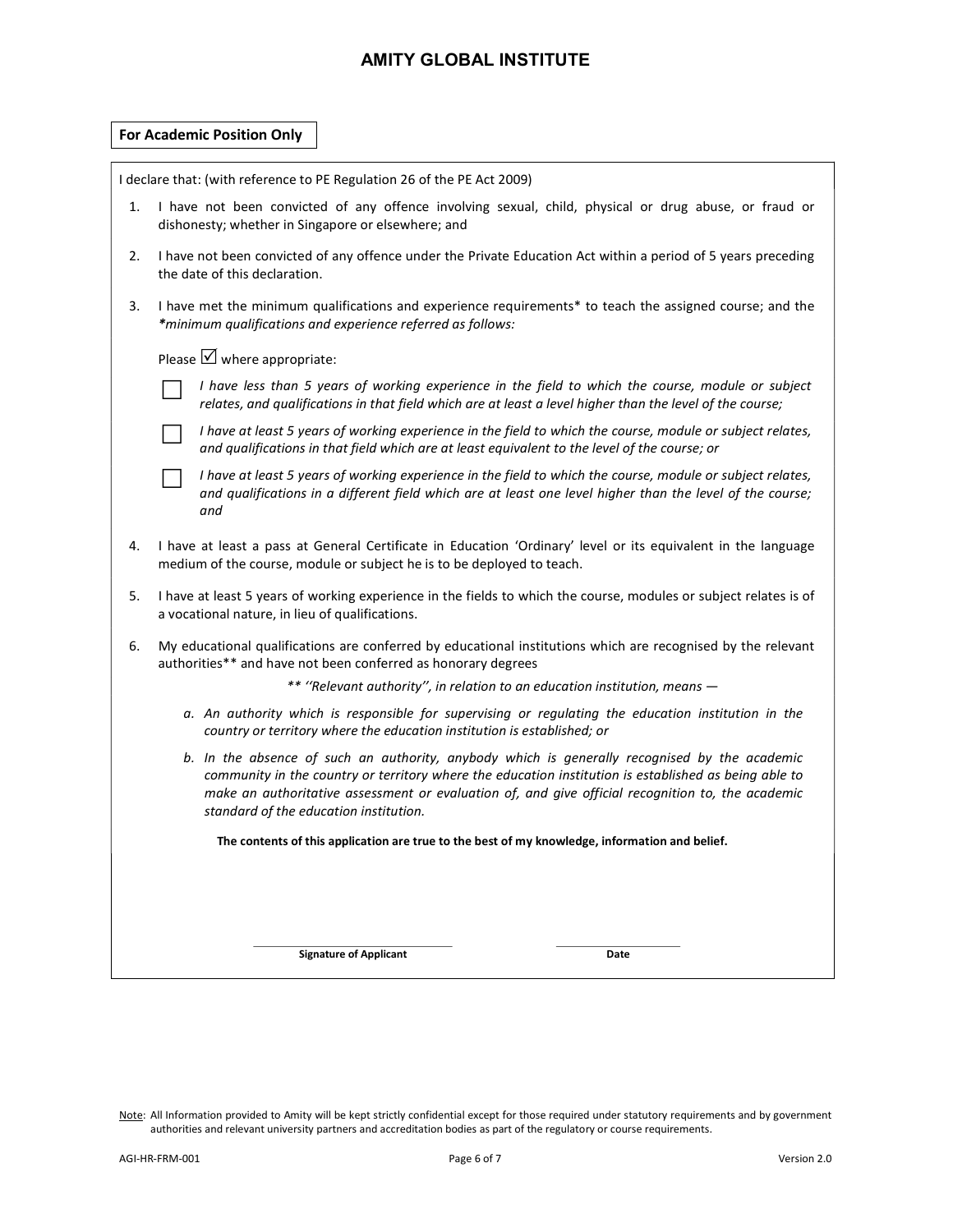**For Academic Position Only**

I declare that: (with reference to PE Regulation 26 of the PE Act 2009)

1. I have not been convicted of any offence involving sexual, child, physical or drug abuse, or fraud or dishonesty; whether in Singapore or elsewhere; and

2. I have not been convicted of any offence under the Private Education Act within a period of 5 years preceding the date of this declaration.

3. I have met the minimum qualifications and experience requirements* to teach the assigned course; and the ****minimum qualifications and experience referred as follows:***

   Please ☑ where appropriate:

   - ☐ *I have less than 5 years of working experience in the field to which the course, module or subject relates, and qualifications in that field which are at least a level higher than the level of the course;*
   - ☐ *I have at least 5 years of working experience in the field to which the course, module or subject relates, and qualifications in that field which are at least equivalent to the level of the course; or*
   - ☐ *I have at least 5 years of working experience in the field to which the course, module or subject relates, and qualifications in a different field which are at least one level higher than the level of the course; and*

4. I have at least a pass at General Certificate in Education 'Ordinary' level or its equivalent in the language medium of the course, module or subject he is to be deployed to teach.

5. I have at least 5 years of working experience in the fields to which the course, modules or subject relates is of a vocational nature, in lieu of qualifications.

6. My educational qualifications are conferred by educational institutions which are recognised by the relevant authorities** and have not been conferred as honorary degrees

   *** ''Relevant authority'', in relation to an education institution, means —*

   a. *An authority which is responsible for supervising or regulating the education institution in the country or territory where the education institution is established; or*

   b. *In the absence of such an authority, anybody which is generally recognised by the academic community in the country or territory where the education institution is established as being able to make an authoritative assessment or evaluation of, and give official recognition to, the academic standard of the education institution.*

**The contents of this application are true to the best of my knowledge, information and belief.**

| ______________________________ | ______________________ |
| --- | --- |
| **Signature of Applicant** | **Date** |

Note: All Information provided to Amity will be kept strictly confidential except for those required under statutory requirements and by government authorities and relevant university partners and accreditation bodies as part of the regulatory or course requirements.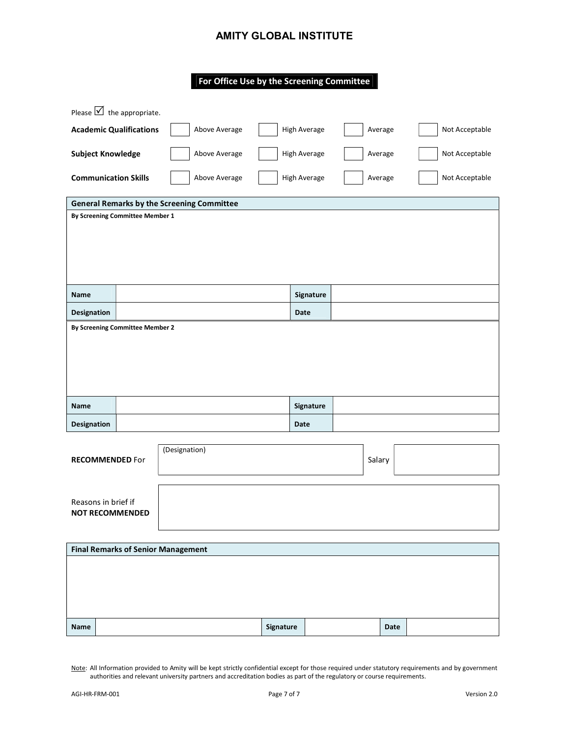## AMITY GLOBAL INSTITUTE

**For Office Use by the Screening Committee**

Please ☑ the appropriate.

| | | | | |
|---|---|---|---|---|
| **Academic Qualifications** | ☐ Above Average | ☐ High Average | ☐ Average | ☐ Not Acceptable |
| **Subject Knowledge** | ☐ Above Average | ☐ High Average | ☐ Average | ☐ Not Acceptable |
| **Communication Skills** | ☐ Above Average | ☐ High Average | ☐ Average | ☐ Not Acceptable |

| **General Remarks by the Screening Committee** | | | |
|---|---|---|---|
| **By Screening Committee Member 1** | | | |
| **Name** | | **Signature** | |
| **Designation** | | **Date** | |
| **By Screening Committee Member 2** | | | |
| **Name** | | **Signature** | |
| **Designation** | | **Date** | |

| | | | |
|---|---|---|---|
| **RECOMMENDED** For | (Designation) | Salary | |
| Reasons in brief if **NOT RECOMMENDED** | | | |

| **Final Remarks of Senior Management** | | | | | |
|---|---|---|---|---|---|
| | | | | | |
| **Name** | | **Signature** | | **Date** | |

Note: All Information provided to Amity will be kept strictly confidential except for those required under statutory requirements and by government authorities and relevant university partners and accreditation bodies as part of the regulatory or course requirements.

AGI-HR-FRM-001 Version 2.0